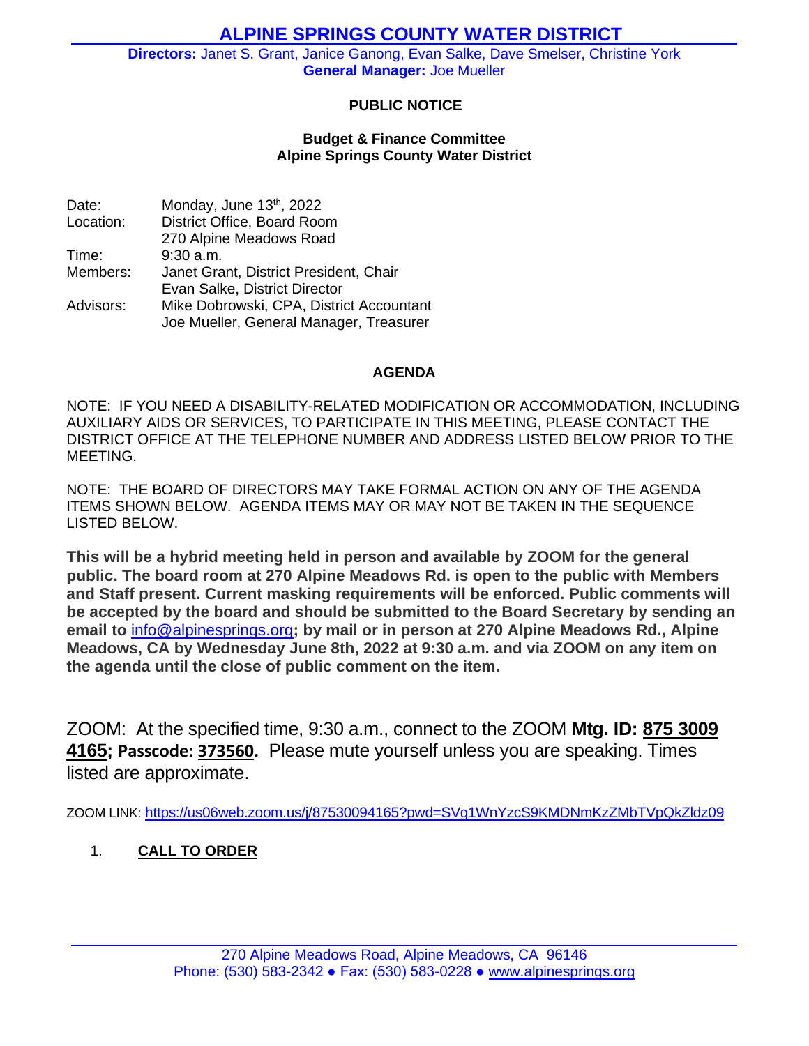# ALPINE SPRINGS COUNTY WATER DISTRICT

**Directors:** Janet S. Grant, Janice Ganong, Evan Salke, Dave Smelser, Christine York
**General Manager:** Joe Mueller

**PUBLIC NOTICE**

**Budget & Finance Committee**
**Alpine Springs County Water District**

| | |
|---|---|
| Date: | Monday, June 13th, 2022 |
| Location: | District Office, Board Room<br>270 Alpine Meadows Road |
| Time: | 9:30 a.m. |
| Members: | Janet Grant, District President, Chair<br>Evan Salke, District Director |
| Advisors: | Mike Dobrowski, CPA, District Accountant<br>Joe Mueller, General Manager, Treasurer |

**AGENDA**

NOTE: IF YOU NEED A DISABILITY-RELATED MODIFICATION OR ACCOMMODATION, INCLUDING AUXILIARY AIDS OR SERVICES, TO PARTICIPATE IN THIS MEETING, PLEASE CONTACT THE DISTRICT OFFICE AT THE TELEPHONE NUMBER AND ADDRESS LISTED BELOW PRIOR TO THE MEETING.

NOTE: THE BOARD OF DIRECTORS MAY TAKE FORMAL ACTION ON ANY OF THE AGENDA ITEMS SHOWN BELOW. AGENDA ITEMS MAY OR MAY NOT BE TAKEN IN THE SEQUENCE LISTED BELOW.

**This will be a hybrid meeting held in person and available by ZOOM for the general public. The board room at 270 Alpine Meadows Rd. is open to the public with Members and Staff present. Current masking requirements will be enforced. Public comments will be accepted by the board and should be submitted to the Board Secretary by sending an email to info@alpinesprings.org; by mail or in person at 270 Alpine Meadows Rd., Alpine Meadows, CA by Wednesday June 8th, 2022 at 9:30 a.m. and via ZOOM on any item on the agenda until the close of public comment on the item.**

ZOOM: At the specified time, 9:30 a.m., connect to the ZOOM **Mtg. ID: 875 3009 4165; Passcode: 373560.** Please mute yourself unless you are speaking. Times listed are approximate.

ZOOM LINK: https://us06web.zoom.us/j/87530094165?pwd=SVg1WnYzcS9KMDNmKzZMbTVpQkZldz09

1. **CALL TO ORDER**

270 Alpine Meadows Road, Alpine Meadows, CA 96146
Phone: (530) 583-2342 ● Fax: (530) 583-0228 ● www.alpinesprings.org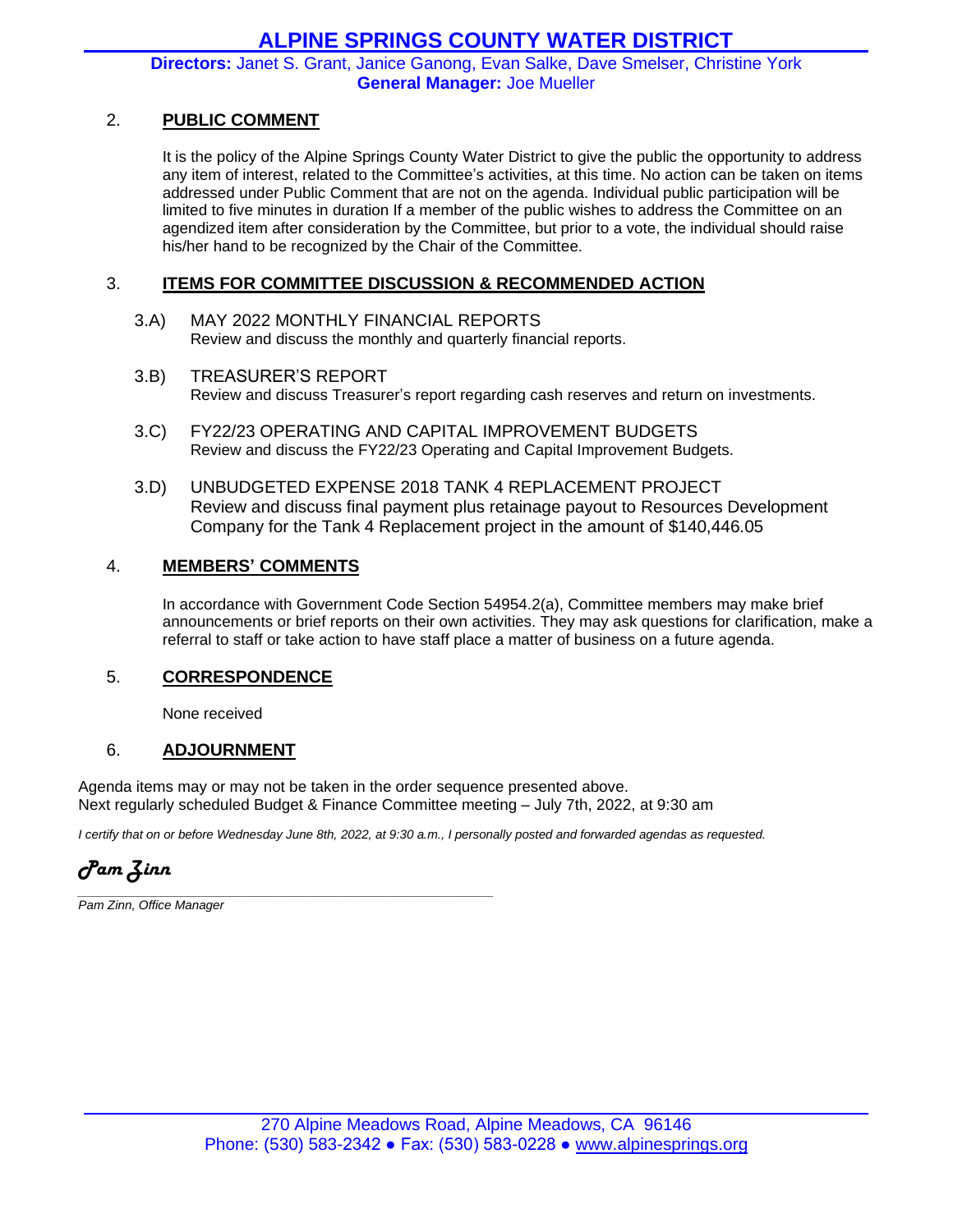# ALPINE SPRINGS COUNTY WATER DISTRICT

**Directors:** Janet S. Grant, Janice Ganong, Evan Salke, Dave Smelser, Christine York
**General Manager:** Joe Mueller

## 2. PUBLIC COMMENT

It is the policy of the Alpine Springs County Water District to give the public the opportunity to address any item of interest, related to the Committee's activities, at this time. No action can be taken on items addressed under Public Comment that are not on the agenda. Individual public participation will be limited to five minutes in duration If a member of the public wishes to address the Committee on an agendized item after consideration by the Committee, but prior to a vote, the individual should raise his/her hand to be recognized by the Chair of the Committee.

## 3. ITEMS FOR COMMITTEE DISCUSSION & RECOMMENDED ACTION

3.A) MAY 2022 MONTHLY FINANCIAL REPORTS
Review and discuss the monthly and quarterly financial reports.

3.B) TREASURER'S REPORT
Review and discuss Treasurer's report regarding cash reserves and return on investments.

3.C) FY22/23 OPERATING AND CAPITAL IMPROVEMENT BUDGETS
Review and discuss the FY22/23 Operating and Capital Improvement Budgets.

3.D) UNBUDGETED EXPENSE 2018 TANK 4 REPLACEMENT PROJECT
Review and discuss final payment plus retainage payout to Resources Development Company for the Tank 4 Replacement project in the amount of $140,446.05

## 4. MEMBERS' COMMENTS

In accordance with Government Code Section 54954.2(a), Committee members may make brief announcements or brief reports on their own activities. They may ask questions for clarification, make a referral to staff or take action to have staff place a matter of business on a future agenda.

## 5. CORRESPONDENCE

None received

## 6. ADJOURNMENT

Agenda items may or may not be taken in the order sequence presented above.
Next regularly scheduled Budget & Finance Committee meeting – July 7th, 2022, at 9:30 am

*I certify that on or before Wednesday June 8th, 2022, at 9:30 a.m., I personally posted and forwarded agendas as requested.*

*Pam Zinn*

*Pam Zinn, Office Manager*

270 Alpine Meadows Road, Alpine Meadows, CA 96146
Phone: (530) 583-2342 ● Fax: (530) 583-0228 ● www.alpinesprings.org